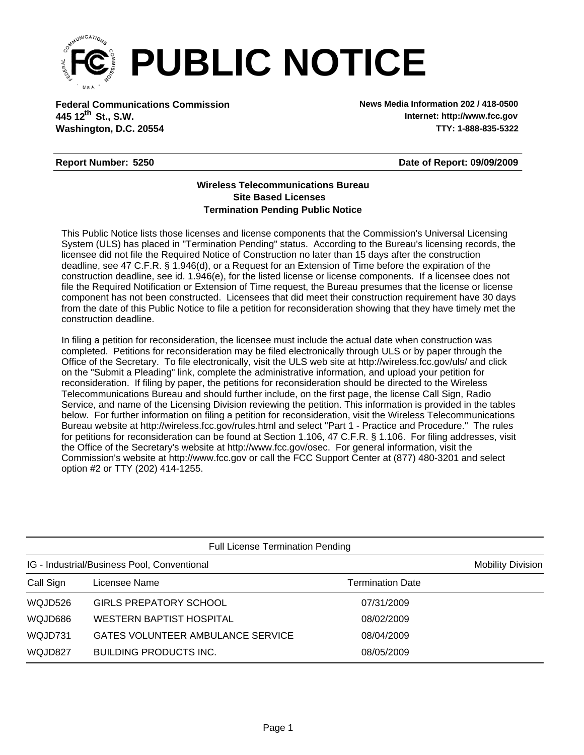# PUBLIC NOTICE

**Federal Communications Commission**
**445 12th St., S.W.**
**Washington, D.C. 20554**

**News Media Information 202 / 418-0500**
**Internet: http://www.fcc.gov**
**TTY: 1-888-835-5322**

**Report Number: 5250** **Date of Report: 09/09/2009**

**Wireless Telecommunications Bureau**
**Site Based Licenses**
**Termination Pending Public Notice**

This Public Notice lists those licenses and license components that the Commission's Universal Licensing System (ULS) has placed in "Termination Pending" status. According to the Bureau's licensing records, the licensee did not file the Required Notice of Construction no later than 15 days after the construction deadline, see 47 C.F.R. § 1.946(d), or a Request for an Extension of Time before the expiration of the construction deadline, see id. 1.946(e), for the listed license or license components. If a licensee does not file the Required Notification or Extension of Time request, the Bureau presumes that the license or license component has not been constructed. Licensees that did meet their construction requirement have 30 days from the date of this Public Notice to file a petition for reconsideration showing that they have timely met the construction deadline.

In filing a petition for reconsideration, the licensee must include the actual date when construction was completed. Petitions for reconsideration may be filed electronically through ULS or by paper through the Office of the Secretary. To file electronically, visit the ULS web site at http://wireless.fcc.gov/uls/ and click on the "Submit a Pleading" link, complete the administrative information, and upload your petition for reconsideration. If filing by paper, the petitions for reconsideration should be directed to the Wireless Telecommunications Bureau and should further include, on the first page, the license Call Sign, Radio Service, and name of the Licensing Division reviewing the petition. This information is provided in the tables below. For further information on filing a petition for reconsideration, visit the Wireless Telecommunications Bureau website at http://wireless.fcc.gov/rules.html and select "Part 1 - Practice and Procedure." The rules for petitions for reconsideration can be found at Section 1.106, 47 C.F.R. § 1.106. For filing addresses, visit the Office of the Secretary's website at http://www.fcc.gov/osec. For general information, visit the Commission's website at http://www.fcc.gov or call the FCC Support Center at (877) 480-3201 and select option #2 or TTY (202) 414-1255.

Full License Termination Pending

IG - Industrial/Business Pool, Conventional — Mobility Division

| Call Sign | Licensee Name | Termination Date |
|---|---|---|
| WQJD526 | GIRLS PREPATORY SCHOOL | 07/31/2009 |
| WQJD686 | WESTERN BAPTIST HOSPITAL | 08/02/2009 |
| WQJD731 | GATES VOLUNTEER AMBULANCE SERVICE | 08/04/2009 |
| WQJD827 | BUILDING PRODUCTS INC. | 08/05/2009 |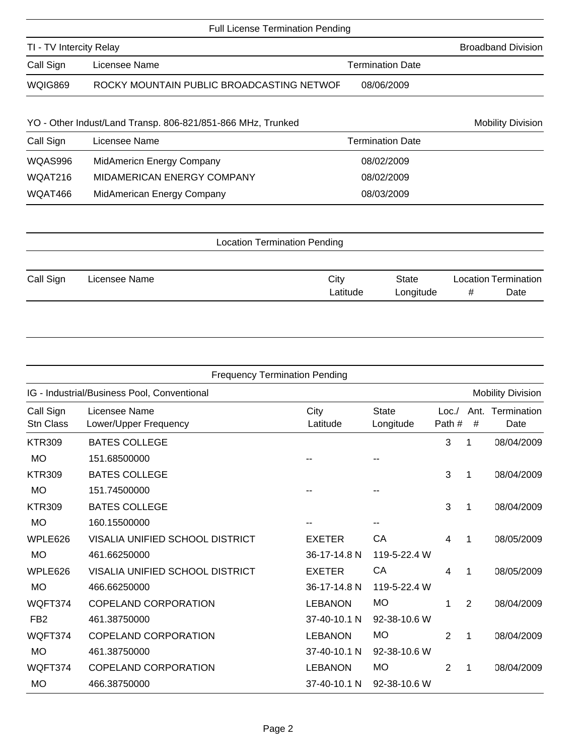## Full License Termination Pending

**TI - TV Intercity Relay** — Broadband Division

| Call Sign | Licensee Name | Termination Date |
|---|---|---|
| WQIG869 | ROCKY MOUNTAIN PUBLIC BROADCASTING NETWOF | 08/06/2009 |

**YO - Other Indust/Land Transp. 806-821/851-866 MHz, Trunked** — Mobility Division

| Call Sign | Licensee Name | Termination Date |
|---|---|---|
| WQAS996 | MidAmericn Energy Company | 08/02/2009 |
| WQAT216 | MIDAMERICAN ENERGY COMPANY | 08/02/2009 |
| WQAT466 | MidAmerican Energy Company | 08/03/2009 |

## Location Termination Pending

| Call Sign | Licensee Name | City / Latitude | State / Longitude | Location # | Termination Date |
|---|---|---|---|---|---|

## Frequency Termination Pending

**IG - Industrial/Business Pool, Conventional** — Mobility Division

| Call Sign / Stn Class | Licensee Name / Lower/Upper Frequency | City / Latitude | State / Longitude | Loc./ Path # | Ant. # | Termination Date |
|---|---|---|---|---|---|---|
| KTR309 | BATES COLLEGE | | | 3 | 1 | 08/04/2009 |
| MO | 151.68500000 | -- | -- | | | |
| KTR309 | BATES COLLEGE | | | 3 | 1 | 08/04/2009 |
| MO | 151.74500000 | -- | -- | | | |
| KTR309 | BATES COLLEGE | | | 3 | 1 | 08/04/2009 |
| MO | 160.15500000 | -- | -- | | | |
| WPLE626 | VISALIA UNIFIED SCHOOL DISTRICT | EXETER | CA | 4 | 1 | 08/05/2009 |
| MO | 461.66250000 | 36-17-14.8 N | 119-5-22.4 W | | | |
| WPLE626 | VISALIA UNIFIED SCHOOL DISTRICT | EXETER | CA | 4 | 1 | 08/05/2009 |
| MO | 466.66250000 | 36-17-14.8 N | 119-5-22.4 W | | | |
| WQFT374 | COPELAND CORPORATION | LEBANON | MO | 1 | 2 | 08/04/2009 |
| FB2 | 461.38750000 | 37-40-10.1 N | 92-38-10.6 W | | | |
| WQFT374 | COPELAND CORPORATION | LEBANON | MO | 2 | 1 | 08/04/2009 |
| MO | 461.38750000 | 37-40-10.1 N | 92-38-10.6 W | | | |
| WQFT374 | COPELAND CORPORATION | LEBANON | MO | 2 | 1 | 08/04/2009 |
| MO | 466.38750000 | 37-40-10.1 N | 92-38-10.6 W | | | |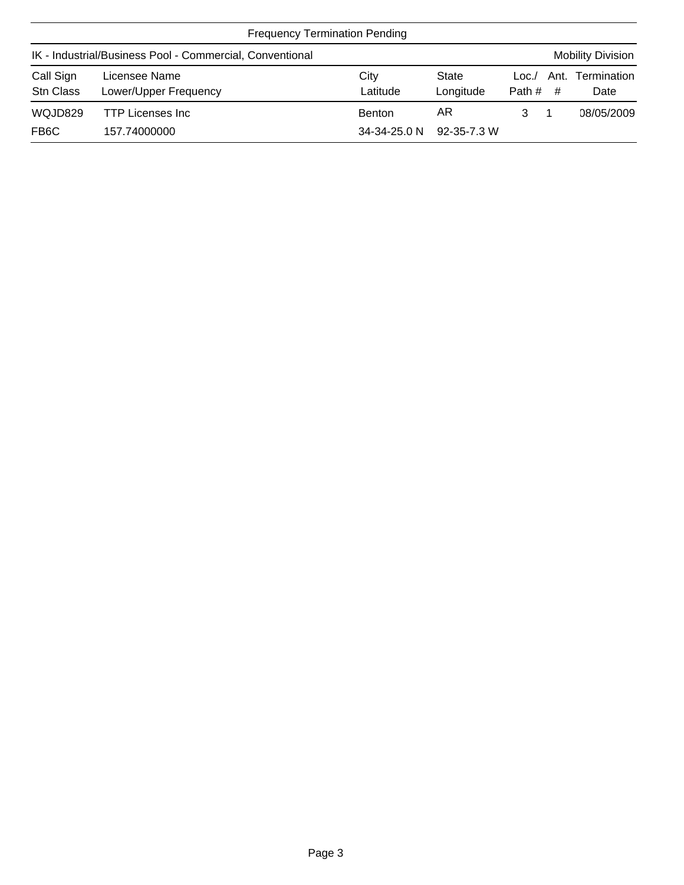Frequency Termination Pending

IK - Industrial/Business Pool - Commercial, Conventional — Mobility Division

| Call Sign<br>Stn Class | Licensee Name<br>Lower/Upper Frequency | City<br>Latitude | State<br>Longitude | Loc./<br>Path # | Ant.<br># | Termination<br>Date |
|---|---|---|---|---|---|---|
| WQJD829<br>FB6C | TTP Licenses Inc<br>157.74000000 | Benton<br>34-34-25.0 N | AR<br>92-35-7.3 W | 3 | 1 | 08/05/2009 |